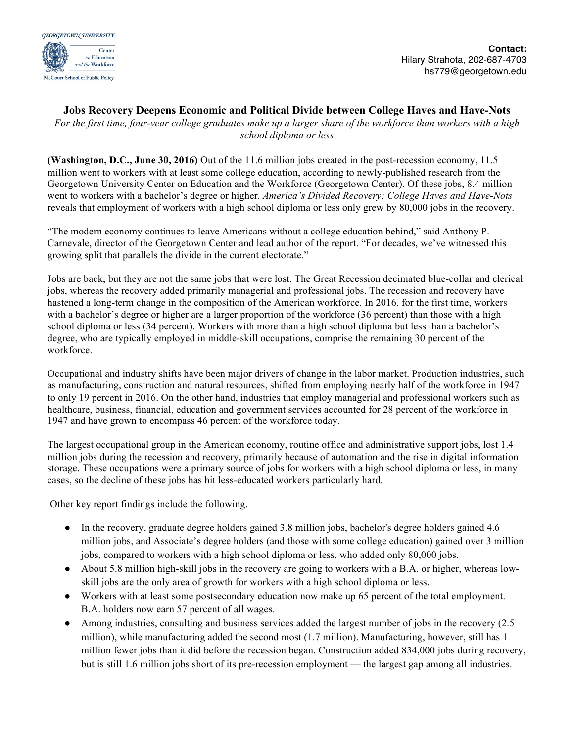GEORGETOWN UNIVERSITY
Center on Education and the Workforce
McCourt School of Public Policy

**Contact:**
Hilary Strahota, 202-687-4703
hs779@georgetown.edu

# Jobs Recovery Deepens Economic and Political Divide between College Haves and Have-Nots

*For the first time, four-year college graduates make up a larger share of the workforce than workers with a high school diploma or less*

**(Washington, D.C., June 30, 2016)** Out of the 11.6 million jobs created in the post-recession economy, 11.5 million went to workers with at least some college education, according to newly-published research from the Georgetown University Center on Education and the Workforce (Georgetown Center). Of these jobs, 8.4 million went to workers with a bachelor's degree or higher. *America's Divided Recovery: College Haves and Have-Nots* reveals that employment of workers with a high school diploma or less only grew by 80,000 jobs in the recovery.

"The modern economy continues to leave Americans without a college education behind," said Anthony P. Carnevale, director of the Georgetown Center and lead author of the report. "For decades, we've witnessed this growing split that parallels the divide in the current electorate."

Jobs are back, but they are not the same jobs that were lost. The Great Recession decimated blue-collar and clerical jobs, whereas the recovery added primarily managerial and professional jobs. The recession and recovery have hastened a long-term change in the composition of the American workforce. In 2016, for the first time, workers with a bachelor's degree or higher are a larger proportion of the workforce (36 percent) than those with a high school diploma or less (34 percent). Workers with more than a high school diploma but less than a bachelor's degree, who are typically employed in middle-skill occupations, comprise the remaining 30 percent of the workforce.

Occupational and industry shifts have been major drivers of change in the labor market. Production industries, such as manufacturing, construction and natural resources, shifted from employing nearly half of the workforce in 1947 to only 19 percent in 2016. On the other hand, industries that employ managerial and professional workers such as healthcare, business, financial, education and government services accounted for 28 percent of the workforce in 1947 and have grown to encompass 46 percent of the workforce today.

The largest occupational group in the American economy, routine office and administrative support jobs, lost 1.4 million jobs during the recession and recovery, primarily because of automation and the rise in digital information storage. These occupations were a primary source of jobs for workers with a high school diploma or less, in many cases, so the decline of these jobs has hit less-educated workers particularly hard.

Other key report findings include the following.

- In the recovery, graduate degree holders gained 3.8 million jobs, bachelor's degree holders gained 4.6 million jobs, and Associate's degree holders (and those with some college education) gained over 3 million jobs, compared to workers with a high school diploma or less, who added only 80,000 jobs.
- About 5.8 million high-skill jobs in the recovery are going to workers with a B.A. or higher, whereas low-skill jobs are the only area of growth for workers with a high school diploma or less.
- Workers with at least some postsecondary education now make up 65 percent of the total employment. B.A. holders now earn 57 percent of all wages.
- Among industries, consulting and business services added the largest number of jobs in the recovery (2.5 million), while manufacturing added the second most (1.7 million). Manufacturing, however, still has 1 million fewer jobs than it did before the recession began. Construction added 834,000 jobs during recovery, but is still 1.6 million jobs short of its pre-recession employment — the largest gap among all industries.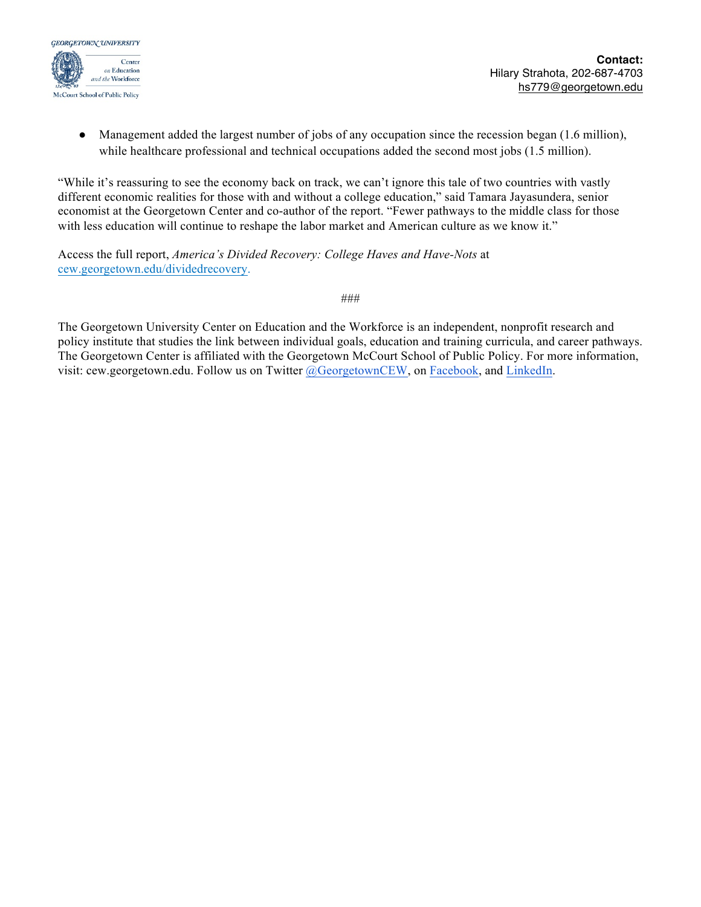**Contact:**
Hilary Strahota, 202-687-4703
hs779@georgetown.edu

- Management added the largest number of jobs of any occupation since the recession began (1.6 million), while healthcare professional and technical occupations added the second most jobs (1.5 million).

"While it's reassuring to see the economy back on track, we can't ignore this tale of two countries with vastly different economic realities for those with and without a college education," said Tamara Jayasundera, senior economist at the Georgetown Center and co-author of the report. "Fewer pathways to the middle class for those with less education will continue to reshape the labor market and American culture as we know it."

Access the full report, *America's Divided Recovery: College Haves and Have-Nots* at cew.georgetown.edu/dividedrecovery.

###

The Georgetown University Center on Education and the Workforce is an independent, nonprofit research and policy institute that studies the link between individual goals, education and training curricula, and career pathways. The Georgetown Center is affiliated with the Georgetown McCourt School of Public Policy. For more information, visit: cew.georgetown.edu. Follow us on Twitter @GeorgetownCEW, on Facebook, and LinkedIn.